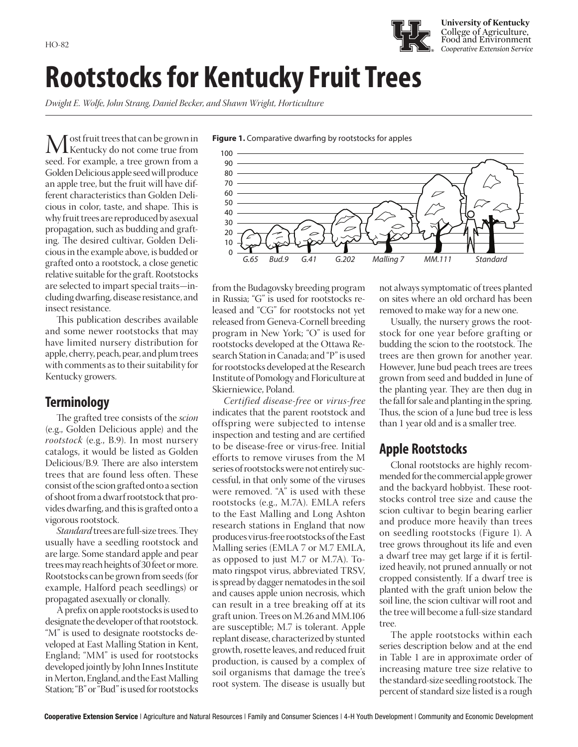HO-82

# Rootstocks for Kentucky Fruit Trees

*Dwight E. Wolfe, John Strang, Daniel Becker, and Shawn Wright, Horticulture*

Most fruit trees that can be grown in Kentucky do not come true from seed. For example, a tree grown from a Golden Delicious apple seed will produce an apple tree, but the fruit will have different characteristics than Golden Delicious in color, taste, and shape. This is why fruit trees are reproduced by asexual propagation, such as budding and grafting. The desired cultivar, Golden Delicious in the example above, is budded or grafted onto a rootstock, a close genetic relative suitable for the graft. Rootstocks are selected to impart special traits—including dwarfing, disease resistance, and insect resistance.

This publication describes available and some newer rootstocks that may have limited nursery distribution for apple, cherry, peach, pear, and plum trees with comments as to their suitability for Kentucky growers.

**Figure 1.** Comparative dwarfing by rootstocks for apples

## Terminology

The grafted tree consists of the *scion* (e.g., Golden Delicious apple) and the *rootstock* (e.g., B.9). In most nursery catalogs, it would be listed as Golden Delicious/B.9. There are also interstem trees that are found less often. These consist of the scion grafted onto a section of shoot from a dwarf rootstock that provides dwarfing, and this is grafted onto a vigorous rootstock.

*Standard* trees are full-size trees. They usually have a seedling rootstock and are large. Some standard apple and pear trees may reach heights of 30 feet or more. Rootstocks can be grown from seeds (for example, Halford peach seedlings) or propagated asexually or clonally.

A prefix on apple rootstocks is used to designate the developer of that rootstock. "M" is used to designate rootstocks developed at East Malling Station in Kent, England; "MM" is used for rootstocks developed jointly by John Innes Institute in Merton, England, and the East Malling Station; "B" or "Bud" is used for rootstocks from the Budagovsky breeding program in Russia; "G" is used for rootstocks released and "CG" for rootstocks not yet released from Geneva-Cornell breeding program in New York; "O" is used for rootstocks developed at the Ottawa Research Station in Canada; and "P" is used for rootstocks developed at the Research Institute of Pomology and Floriculture at Skierniewice, Poland.

*Certified disease-free* or *virus-free* indicates that the parent rootstock and offspring were subjected to intense inspection and testing and are certified to be disease-free or virus-free. Initial efforts to remove viruses from the M series of rootstocks were not entirely successful, in that only some of the viruses were removed. "A" is used with these rootstocks (e.g., M.7A). EMLA refers to the East Malling and Long Ashton research stations in England that now produces virus-free rootstocks of the East Malling series (EMLA 7 or M.7 EMLA, as opposed to just M.7 or M.7A). Tomato ringspot virus, abbreviated TRSV, is spread by dagger nematodes in the soil and causes apple union necrosis, which can result in a tree breaking off at its graft union. Trees on M.26 and MM.106 are susceptible; M.7 is tolerant. Apple replant disease, characterized by stunted growth, rosette leaves, and reduced fruit production, is caused by a complex of soil organisms that damage the tree's root system. The disease is usually but not always symptomatic of trees planted on sites where an old orchard has been removed to make way for a new one.

Usually, the nursery grows the rootstock for one year before grafting or budding the scion to the rootstock. The trees are then grown for another year. However, June bud peach trees are trees grown from seed and budded in June of the planting year. They are then dug in the fall for sale and planting in the spring. Thus, the scion of a June bud tree is less than 1 year old and is a smaller tree.

## Apple Rootstocks

Clonal rootstocks are highly recommended for the commercial apple grower and the backyard hobbyist. These rootstocks control tree size and cause the scion cultivar to begin bearing earlier and produce more heavily than trees on seedling rootstocks (Figure 1). A tree grows throughout its life and even a dwarf tree may get large if it is fertilized heavily, not pruned annually or not cropped consistently. If a dwarf tree is planted with the graft union below the soil line, the scion cultivar will root and the tree will become a full-size standard tree.

The apple rootstocks within each series description below and at the end in Table 1 are in approximate order of increasing mature tree size relative to the standard-size seedling rootstock. The percent of standard size listed is a rough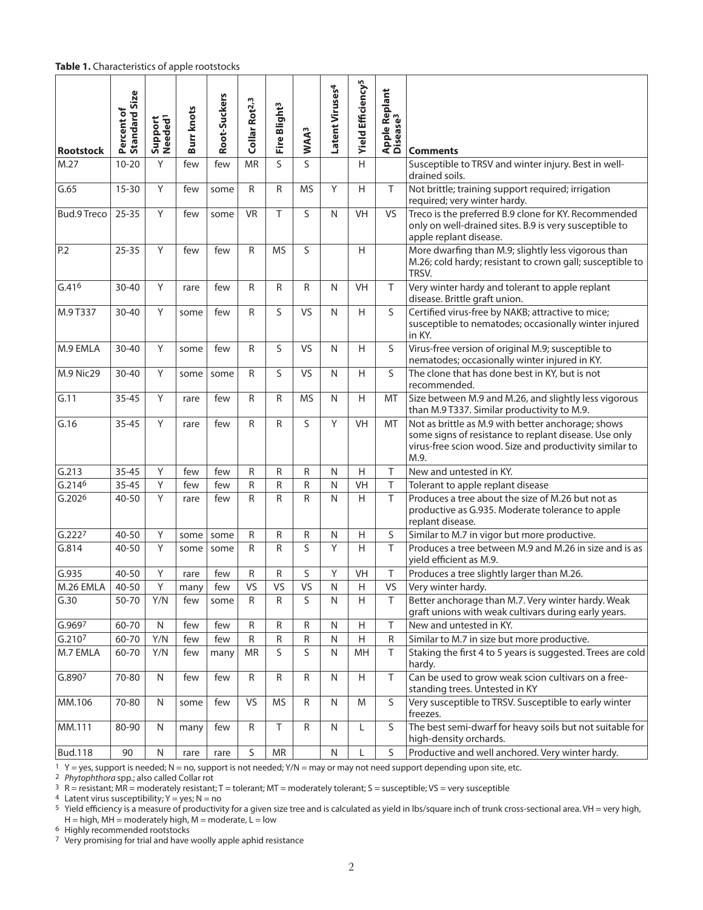**Table 1.** Characteristics of apple rootstocks

| Rootstock | Percent of Standard Size | Support Needed[1] | Burr knots | Root-Suckers | Collar Rot[2,3] | Fire Blight[3] | WAA[3] | Latent Viruses[4] | Yield Efficiency[5] | Apple Replant Disease[3] | Comments |
|---|---|---|---|---|---|---|---|---|---|---|---|
| M.27 | 10-20 | Y | few | few | MR | S | S |  | H |  | Susceptible to TRSV and winter injury. Best in well-drained soils. |
| G.65 | 15-30 | Y | few | some | R | R | MS | Y | H | T | Not brittle; training support required; irrigation required; very winter hardy. |
| Bud.9 Treco | 25-35 | Y | few | some | VR | T | S | N | VH | VS | Treco is the preferred B.9 clone for KY. Recommended only on well-drained sites. B.9 is very susceptible to apple replant disease. |
| P.2 | 25-35 | Y | few | few | R | MS | S |  | H |  | More dwarfing than M.9; slightly less vigorous than M.26; cold hardy; resistant to crown gall; susceptible to TRSV. |
| G.41[6] | 30-40 | Y | rare | few | R | R | R | N | VH | T | Very winter hardy and tolerant to apple replant disease. Brittle graft union. |
| M.9 T337 | 30-40 | Y | some | few | R | S | VS | N | H | S | Certified virus-free by NAKB; attractive to mice; susceptible to nematodes; occasionally winter injured in KY. |
| M.9 EMLA | 30-40 | Y | some | few | R | S | VS | N | H | S | Virus-free version of original M.9; susceptible to nematodes; occasionally winter injured in KY. |
| M.9 Nic29 | 30-40 | Y | some | some | R | S | VS | N | H | S | The clone that has done best in KY, but is not recommended. |
| G.11 | 35-45 | Y | rare | few | R | R | MS | N | H | MT | Size between M.9 and M.26, and slightly less vigorous than M.9 T337. Similar productivity to M.9. |
| G.16 | 35-45 | Y | rare | few | R | R | S | Y | VH | MT | Not as brittle as M.9 with better anchorage; shows some signs of resistance to replant disease. Use only virus-free scion wood. Size and productivity similar to M.9. |
| G.213 | 35-45 | Y | few | few | R | R | R | N | H | T | New and untested in KY. |
| G.214[6] | 35-45 | Y | few | few | R | R | R | N | VH | T | Tolerant to apple replant disease |
| G.202[6] | 40-50 | Y | rare | few | R | R | R | N | H | T | Produces a tree about the size of M.26 but not as productive as G.935. Moderate tolerance to apple replant disease. |
| G.222[7] | 40-50 | Y | some | some | R | R | R | N | H | S | Similar to M.7 in vigor but more productive. |
| G.814 | 40-50 | Y | some | some | R | R | S | Y | H | T | Produces a tree between M.9 and M.26 in size and is as yield efficient as M.9. |
| G.935 | 40-50 | Y | rare | few | R | R | S | Y | VH | T | Produces a tree slightly larger than M.26. |
| M.26 EMLA | 40-50 | Y | many | few | VS | VS | VS | N | H | VS | Very winter hardy. |
| G.30 | 50-70 | Y/N | few | some | R | R | S | N | H | T | Better anchorage than M.7. Very winter hardy. Weak graft unions with weak cultivars during early years. |
| G.969[7] | 60-70 | N | few | few | R | R | R | N | H | T | New and untested in KY. |
| G.210[7] | 60-70 | Y/N | few | few | R | R | R | N | H | R | Similar to M.7 in size but more productive. |
| M.7 EMLA | 60-70 | Y/N | few | many | MR | S | S | N | MH | T | Staking the first 4 to 5 years is suggested. Trees are cold hardy. |
| G.890[7] | 70-80 | N | few | few | R | R | R | N | H | T | Can be used to grow weak scion cultivars on a free-standing trees. Untested in KY |
| MM.106 | 70-80 | N | some | few | VS | MS | R | N | M | S | Very susceptible to TRSV. Susceptible to early winter freezes. |
| MM.111 | 80-90 | N | many | few | R | T | R | N | L | S | The best semi-dwarf for heavy soils but not suitable for high-density orchards. |
| Bud.118 | 90 | N | rare | rare | S | MR |  | N | L | S | Productive and well anchored. Very winter hardy. |

[1] Y = yes, support is needed; N = no, support is not needed; Y/N = may or may not need support depending upon site, etc.

[2] *Phytophthora* spp.; also called Collar rot

[3] R = resistant; MR = moderately resistant; T = tolerant; MT = moderately tolerant; S = susceptible; VS = very susceptible

[4] Latent virus susceptibility; Y = yes; N = no

[5] Yield efficiency is a measure of productivity for a given size tree and is calculated as yield in lbs/square inch of trunk cross-sectional area. VH = very high, H = high, MH = moderately high, M = moderate, L = low

[6] Highly recommended rootstocks

[7] Very promising for trial and have woolly apple aphid resistance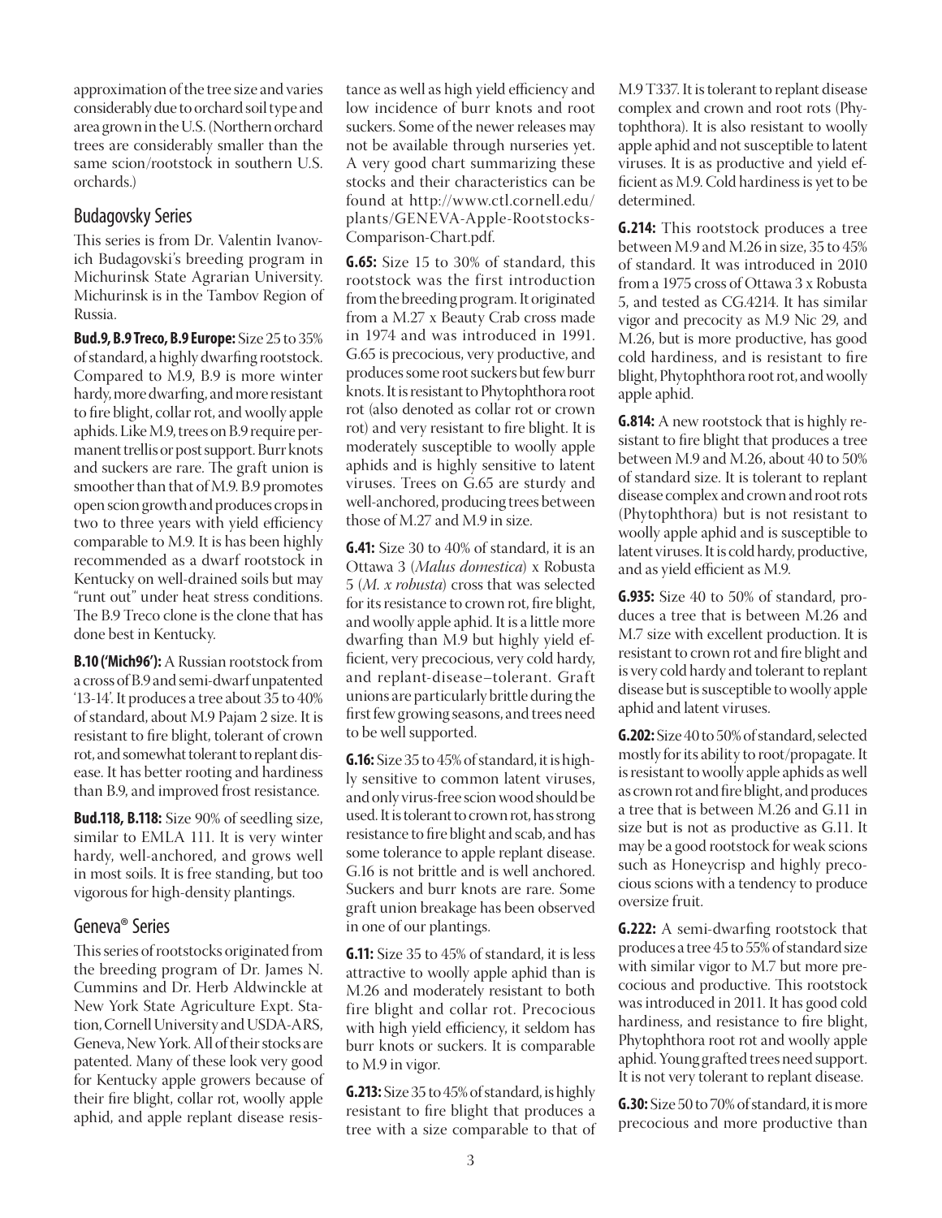approximation of the tree size and varies considerably due to orchard soil type and area grown in the U.S. (Northern orchard trees are considerably smaller than the same scion/rootstock in southern U.S. orchards.)

## Budagovsky Series

This series is from Dr. Valentin Ivanovich Budagovski's breeding program in Michurinsk State Agrarian University. Michurinsk is in the Tambov Region of Russia.

**Bud.9, B.9 Treco, B.9 Europe:** Size 25 to 35% of standard, a highly dwarfing rootstock. Compared to M.9, B.9 is more winter hardy, more dwarfing, and more resistant to fire blight, collar rot, and woolly apple aphids. Like M.9, trees on B.9 require permanent trellis or post support. Burr knots and suckers are rare. The graft union is smoother than that of M.9. B.9 promotes open scion growth and produces crops in two to three years with yield efficiency comparable to M.9. It is has been highly recommended as a dwarf rootstock in Kentucky on well-drained soils but may "runt out" under heat stress conditions. The B.9 Treco clone is the clone that has done best in Kentucky.

**B.10 ('Mich96'):** A Russian rootstock from a cross of B.9 and semi-dwarf unpatented '13-14'. It produces a tree about 35 to 40% of standard, about M.9 Pajam 2 size. It is resistant to fire blight, tolerant of crown rot, and somewhat tolerant to replant disease. It has better rooting and hardiness than B.9, and improved frost resistance.

**Bud.118, B.118:** Size 90% of seedling size, similar to EMLA 111. It is very winter hardy, well-anchored, and grows well in most soils. It is free standing, but too vigorous for high-density plantings.

## Geneva® Series

This series of rootstocks originated from the breeding program of Dr. James N. Cummins and Dr. Herb Aldwinckle at New York State Agriculture Expt. Station, Cornell University and USDA-ARS, Geneva, New York. All of their stocks are patented. Many of these look very good for Kentucky apple growers because of their fire blight, collar rot, woolly apple aphid, and apple replant disease resistance as well as high yield efficiency and low incidence of burr knots and root suckers. Some of the newer releases may not be available through nurseries yet. A very good chart summarizing these stocks and their characteristics can be found at http://www.ctl.cornell.edu/plants/GENEVA-Apple-Rootstocks-Comparison-Chart.pdf.

**G.65:** Size 15 to 30% of standard, this rootstock was the first introduction from the breeding program. It originated from a M.27 x Beauty Crab cross made in 1974 and was introduced in 1991. G.65 is precocious, very productive, and produces some root suckers but few burr knots. It is resistant to Phytophthora root rot (also denoted as collar rot or crown rot) and very resistant to fire blight. It is moderately susceptible to woolly apple aphids and is highly sensitive to latent viruses. Trees on G.65 are sturdy and well-anchored, producing trees between those of M.27 and M.9 in size.

**G.41:** Size 30 to 40% of standard, it is an Ottawa 3 (*Malus domestica*) x Robusta 5 (*M. x robusta*) cross that was selected for its resistance to crown rot, fire blight, and woolly apple aphid. It is a little more dwarfing than M.9 but highly yield efficient, very precocious, very cold hardy, and replant-disease–tolerant. Graft unions are particularly brittle during the first few growing seasons, and trees need to be well supported.

**G.16:** Size 35 to 45% of standard, it is highly sensitive to common latent viruses, and only virus-free scion wood should be used. It is tolerant to crown rot, has strong resistance to fire blight and scab, and has some tolerance to apple replant disease. G.16 is not brittle and is well anchored. Suckers and burr knots are rare. Some graft union breakage has been observed in one of our plantings.

**G.11:** Size 35 to 45% of standard, it is less attractive to woolly apple aphid than is M.26 and moderately resistant to both fire blight and collar rot. Precocious with high yield efficiency, it seldom has burr knots or suckers. It is comparable to M.9 in vigor.

**G.213:** Size 35 to 45% of standard, is highly resistant to fire blight that produces a tree with a size comparable to that of M.9 T337. It is tolerant to replant disease complex and crown and root rots (Phytophthora). It is also resistant to woolly apple aphid and not susceptible to latent viruses. It is as productive and yield efficient as M.9. Cold hardiness is yet to be determined.

**G.214:** This rootstock produces a tree between M.9 and M.26 in size, 35 to 45% of standard. It was introduced in 2010 from a 1975 cross of Ottawa 3 x Robusta 5, and tested as CG.4214. It has similar vigor and precocity as M.9 Nic 29, and M.26, but is more productive, has good cold hardiness, and is resistant to fire blight, Phytophthora root rot, and woolly apple aphid.

**G.814:** A new rootstock that is highly resistant to fire blight that produces a tree between M.9 and M.26, about 40 to 50% of standard size. It is tolerant to replant disease complex and crown and root rots (Phytophthora) but is not resistant to woolly apple aphid and is susceptible to latent viruses. It is cold hardy, productive, and as yield efficient as M.9.

**G.935:** Size 40 to 50% of standard, produces a tree that is between M.26 and M.7 size with excellent production. It is resistant to crown rot and fire blight and is very cold hardy and tolerant to replant disease but is susceptible to woolly apple aphid and latent viruses.

**G.202:** Size 40 to 50% of standard, selected mostly for its ability to root/propagate. It is resistant to woolly apple aphids as well as crown rot and fire blight, and produces a tree that is between M.26 and G.11 in size but is not as productive as G.11. It may be a good rootstock for weak scions such as Honeycrisp and highly precocious scions with a tendency to produce oversize fruit.

**G.222:** A semi-dwarfing rootstock that produces a tree 45 to 55% of standard size with similar vigor to M.7 but more precocious and productive. This rootstock was introduced in 2011. It has good cold hardiness, and resistance to fire blight, Phytophthora root rot and woolly apple aphid. Young grafted trees need support. It is not very tolerant to replant disease.

**G.30:** Size 50 to 70% of standard, it is more precocious and more productive than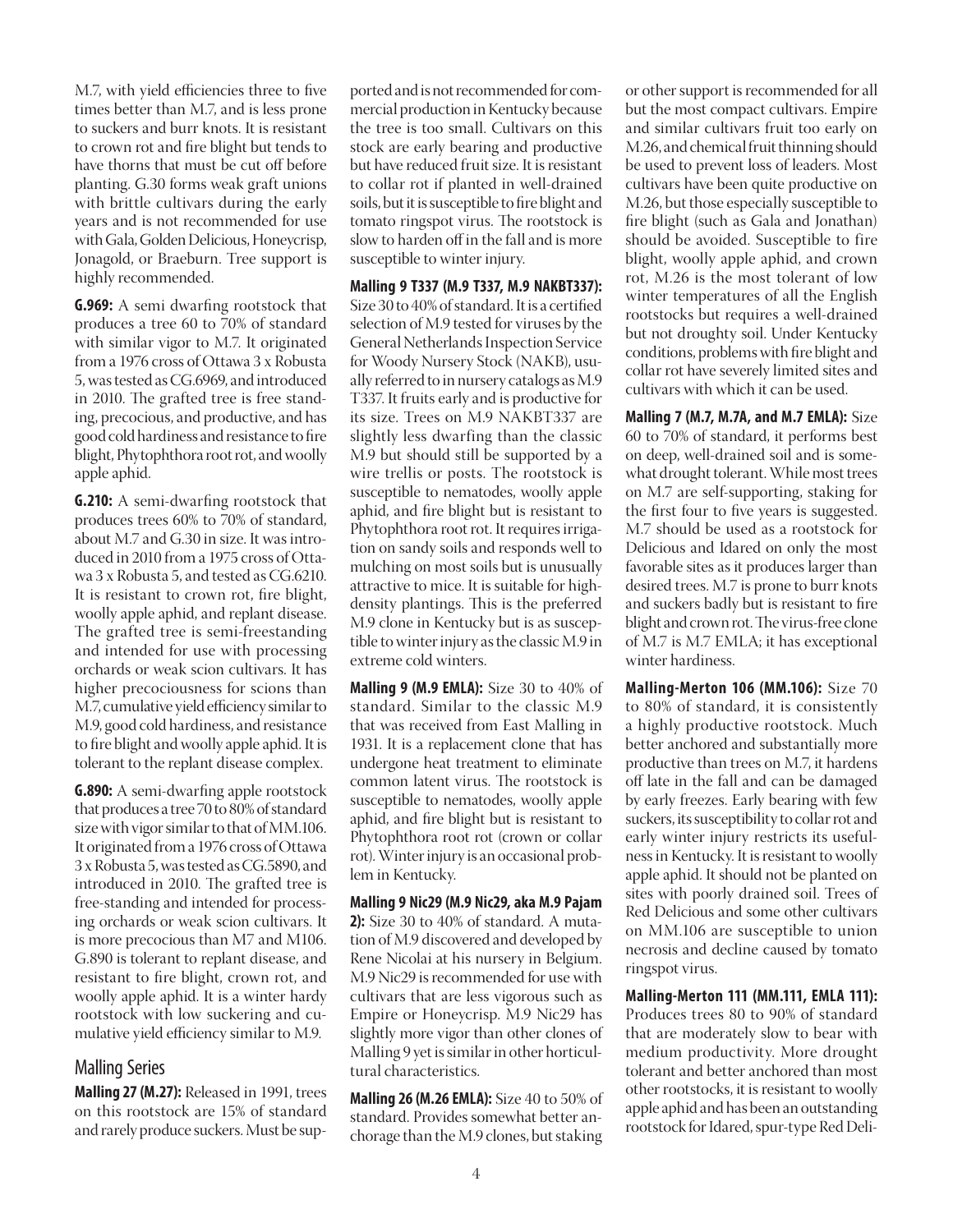M.7, with yield efficiencies three to five times better than M.7, and is less prone to suckers and burr knots. It is resistant to crown rot and fire blight but tends to have thorns that must be cut off before planting. G.30 forms weak graft unions with brittle cultivars during the early years and is not recommended for use with Gala, Golden Delicious, Honeycrisp, Jonagold, or Braeburn. Tree support is highly recommended.

**G.969:** A semi dwarfing rootstock that produces a tree 60 to 70% of standard with similar vigor to M.7. It originated from a 1976 cross of Ottawa 3 x Robusta 5, was tested as CG.6969, and introduced in 2010. The grafted tree is free standing, precocious, and productive, and has good cold hardiness and resistance to fire blight, Phytophthora root rot, and woolly apple aphid.

**G.210:** A semi-dwarfing rootstock that produces trees 60% to 70% of standard, about M.7 and G.30 in size. It was introduced in 2010 from a 1975 cross of Ottawa 3 x Robusta 5, and tested as CG.6210. It is resistant to crown rot, fire blight, woolly apple aphid, and replant disease. The grafted tree is semi-freestanding and intended for use with processing orchards or weak scion cultivars. It has higher precociousness for scions than M.7, cumulative yield efficiency similar to M.9, good cold hardiness, and resistance to fire blight and woolly apple aphid. It is tolerant to the replant disease complex.

**G.890:** A semi-dwarfing apple rootstock that produces a tree 70 to 80% of standard size with vigor similar to that of MM.106. It originated from a 1976 cross of Ottawa 3 x Robusta 5, was tested as CG.5890, and introduced in 2010. The grafted tree is free-standing and intended for processing orchards or weak scion cultivars. It is more precocious than M7 and M106. G.890 is tolerant to replant disease, and resistant to fire blight, crown rot, and woolly apple aphid. It is a winter hardy rootstock with low suckering and cumulative yield efficiency similar to M.9.

## Malling Series

**Malling 27 (M.27):** Released in 1991, trees on this rootstock are 15% of standard and rarely produce suckers. Must be supported and is not recommended for commercial production in Kentucky because the tree is too small. Cultivars on this stock are early bearing and productive but have reduced fruit size. It is resistant to collar rot if planted in well-drained soils, but it is susceptible to fire blight and tomato ringspot virus. The rootstock is slow to harden off in the fall and is more susceptible to winter injury.

**Malling 9 T337 (M.9 T337, M.9 NAKBT337):** Size 30 to 40% of standard. It is a certified selection of M.9 tested for viruses by the General Netherlands Inspection Service for Woody Nursery Stock (NAKB), usually referred to in nursery catalogs as M.9 T337. It fruits early and is productive for its size. Trees on M.9 NAKBT337 are slightly less dwarfing than the classic M.9 but should still be supported by a wire trellis or posts. The rootstock is susceptible to nematodes, woolly apple aphid, and fire blight but is resistant to Phytophthora root rot. It requires irrigation on sandy soils and responds well to mulching on most soils but is unusually attractive to mice. It is suitable for high-density plantings. This is the preferred M.9 clone in Kentucky but is as susceptible to winter injury as the classic M.9 in extreme cold winters.

**Malling 9 (M.9 EMLA):** Size 30 to 40% of standard. Similar to the classic M.9 that was received from East Malling in 1931. It is a replacement clone that has undergone heat treatment to eliminate common latent virus. The rootstock is susceptible to nematodes, woolly apple aphid, and fire blight but is resistant to Phytophthora root rot (crown or collar rot). Winter injury is an occasional problem in Kentucky.

**Malling 9 Nic29 (M.9 Nic29, aka M.9 Pajam 2):** Size 30 to 40% of standard. A mutation of M.9 discovered and developed by Rene Nicolai at his nursery in Belgium. M.9 Nic29 is recommended for use with cultivars that are less vigorous such as Empire or Honeycrisp. M.9 Nic29 has slightly more vigor than other clones of Malling 9 yet is similar in other horticultural characteristics.

**Malling 26 (M.26 EMLA):** Size 40 to 50% of standard. Provides somewhat better anchorage than the M.9 clones, but staking or other support is recommended for all but the most compact cultivars. Empire and similar cultivars fruit too early on M.26, and chemical fruit thinning should be used to prevent loss of leaders. Most cultivars have been quite productive on M.26, but those especially susceptible to fire blight (such as Gala and Jonathan) should be avoided. Susceptible to fire blight, woolly apple aphid, and crown rot, M.26 is the most tolerant of low winter temperatures of all the English rootstocks but requires a well-drained but not droughty soil. Under Kentucky conditions, problems with fire blight and collar rot have severely limited sites and cultivars with which it can be used.

**Malling 7 (M.7, M.7A, and M.7 EMLA):** Size 60 to 70% of standard, it performs best on deep, well-drained soil and is somewhat drought tolerant. While most trees on M.7 are self-supporting, staking for the first four to five years is suggested. M.7 should be used as a rootstock for Delicious and Idared on only the most favorable sites as it produces larger than desired trees. M.7 is prone to burr knots and suckers badly but is resistant to fire blight and crown rot. The virus-free clone of M.7 is M.7 EMLA; it has exceptional winter hardiness.

**Malling-Merton 106 (MM.106):** Size 70 to 80% of standard, it is consistently a highly productive rootstock. Much better anchored and substantially more productive than trees on M.7, it hardens off late in the fall and can be damaged by early freezes. Early bearing with few suckers, its susceptibility to collar rot and early winter injury restricts its usefulness in Kentucky. It is resistant to woolly apple aphid. It should not be planted on sites with poorly drained soil. Trees of Red Delicious and some other cultivars on MM.106 are susceptible to union necrosis and decline caused by tomato ringspot virus.

**Malling-Merton 111 (MM.111, EMLA 111):** Produces trees 80 to 90% of standard that are moderately slow to bear with medium productivity. More drought tolerant and better anchored than most other rootstocks, it is resistant to woolly apple aphid and has been an outstanding rootstock for Idared, spur-type Red Deli-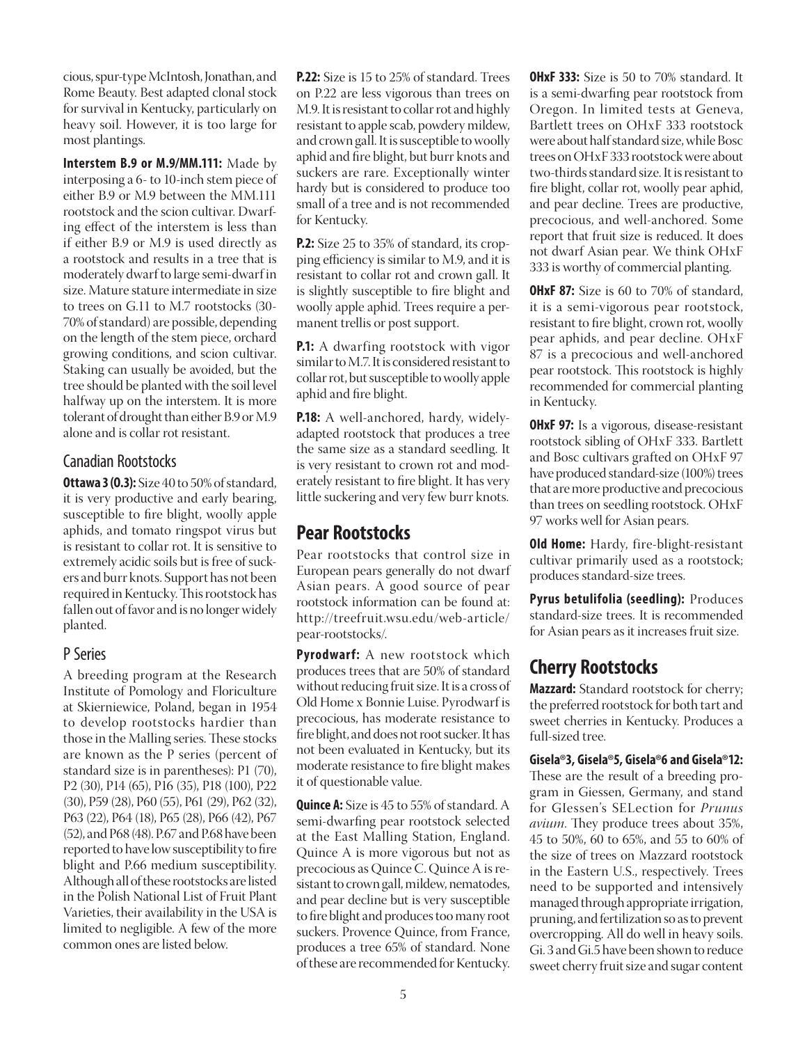cious, spur-type McIntosh, Jonathan, and Rome Beauty. Best adapted clonal stock for survival in Kentucky, particularly on heavy soil. However, it is too large for most plantings.

**Interstem B.9 or M.9/MM.111:** Made by interposing a 6- to 10-inch stem piece of either B.9 or M.9 between the MM.111 rootstock and the scion cultivar. Dwarfing effect of the interstem is less than if either B.9 or M.9 is used directly as a rootstock and results in a tree that is moderately dwarf to large semi-dwarf in size. Mature stature intermediate in size to trees on G.11 to M.7 rootstocks (30-70% of standard) are possible, depending on the length of the stem piece, orchard growing conditions, and scion cultivar. Staking can usually be avoided, but the tree should be planted with the soil level halfway up on the interstem. It is more tolerant of drought than either B.9 or M.9 alone and is collar rot resistant.

### Canadian Rootstocks

**Ottawa 3 (0.3):** Size 40 to 50% of standard, it is very productive and early bearing, susceptible to fire blight, woolly apple aphids, and tomato ringspot virus but is resistant to collar rot. It is sensitive to extremely acidic soils but is free of suckers and burr knots. Support has not been required in Kentucky. This rootstock has fallen out of favor and is no longer widely planted.

### P Series

A breeding program at the Research Institute of Pomology and Floriculture at Skierniewice, Poland, began in 1954 to develop rootstocks hardier than those in the Malling series. These stocks are known as the P series (percent of standard size is in parentheses): P1 (70), P2 (30), P14 (65), P16 (35), P18 (100), P22 (30), P59 (28), P60 (55), P61 (29), P62 (32), P63 (22), P64 (18), P65 (28), P66 (42), P67 (52), and P68 (48). P.67 and P.68 have been reported to have low susceptibility to fire blight and P.66 medium susceptibility. Although all of these rootstocks are listed in the Polish National List of Fruit Plant Varieties, their availability in the USA is limited to negligible. A few of the more common ones are listed below.

**P.22:** Size is 15 to 25% of standard. Trees on P.22 are less vigorous than trees on M.9. It is resistant to collar rot and highly resistant to apple scab, powdery mildew, and crown gall. It is susceptible to woolly aphid and fire blight, but burr knots and suckers are rare. Exceptionally winter hardy but is considered to produce too small of a tree and is not recommended for Kentucky.

**P.2:** Size 25 to 35% of standard, its cropping efficiency is similar to M.9, and it is resistant to collar rot and crown gall. It is slightly susceptible to fire blight and woolly apple aphid. Trees require a permanent trellis or post support.

**P.1:** A dwarfing rootstock with vigor similar to M.7. It is considered resistant to collar rot, but susceptible to woolly apple aphid and fire blight.

**P.18:** A well-anchored, hardy, widely-adapted rootstock that produces a tree the same size as a standard seedling. It is very resistant to crown rot and moderately resistant to fire blight. It has very little suckering and very few burr knots.

## Pear Rootstocks

Pear rootstocks that control size in European pears generally do not dwarf Asian pears. A good source of pear rootstock information can be found at: http://treefruit.wsu.edu/web-article/pear-rootstocks/.

**Pyrodwarf:** A new rootstock which produces trees that are 50% of standard without reducing fruit size. It is a cross of Old Home x Bonnie Luise. Pyrodwarf is precocious, has moderate resistance to fire blight, and does not root sucker. It has not been evaluated in Kentucky, but its moderate resistance to fire blight makes it of questionable value.

**Quince A:** Size is 45 to 55% of standard. A semi-dwarfing pear rootstock selected at the East Malling Station, England. Quince A is more vigorous but not as precocious as Quince C. Quince A is resistant to crown gall, mildew, nematodes, and pear decline but is very susceptible to fire blight and produces too many root suckers. Provence Quince, from France, produces a tree 65% of standard. None of these are recommended for Kentucky.

**OHxF 333:** Size is 50 to 70% standard. It is a semi-dwarfing pear rootstock from Oregon. In limited tests at Geneva, Bartlett trees on OHxF 333 rootstock were about half standard size, while Bosc trees on OHxF 333 rootstock were about two-thirds standard size. It is resistant to fire blight, collar rot, woolly pear aphid, and pear decline. Trees are productive, precocious, and well-anchored. Some report that fruit size is reduced. It does not dwarf Asian pear. We think OHxF 333 is worthy of commercial planting.

**OHxF 87:** Size is 60 to 70% of standard, it is a semi-vigorous pear rootstock, resistant to fire blight, crown rot, woolly pear aphids, and pear decline. OHxF 87 is a precocious and well-anchored pear rootstock. This rootstock is highly recommended for commercial planting in Kentucky.

**OHxF 97:** Is a vigorous, disease-resistant rootstock sibling of OHxF 333. Bartlett and Bosc cultivars grafted on OHxF 97 have produced standard-size (100%) trees that are more productive and precocious than trees on seedling rootstock. OHxF 97 works well for Asian pears.

**Old Home:** Hardy, fire-blight-resistant cultivar primarily used as a rootstock; produces standard-size trees.

**Pyrus betulifolia (seedling):** Produces standard-size trees. It is recommended for Asian pears as it increases fruit size.

## Cherry Rootstocks

**Mazzard:** Standard rootstock for cherry; the preferred rootstock for both tart and sweet cherries in Kentucky. Produces a full-sized tree.

**Gisela®3, Gisela®5, Gisela®6 and Gisela®12:** These are the result of a breeding program in Giessen, Germany, and stand for GIessen's SELection for *Prunus avium*. They produce trees about 35%, 45 to 50%, 60 to 65%, and 55 to 60% of the size of trees on Mazzard rootstock in the Eastern U.S., respectively. Trees need to be supported and intensively managed through appropriate irrigation, pruning, and fertilization so as to prevent overcropping. All do well in heavy soils. Gi. 3 and Gi.5 have been shown to reduce sweet cherry fruit size and sugar content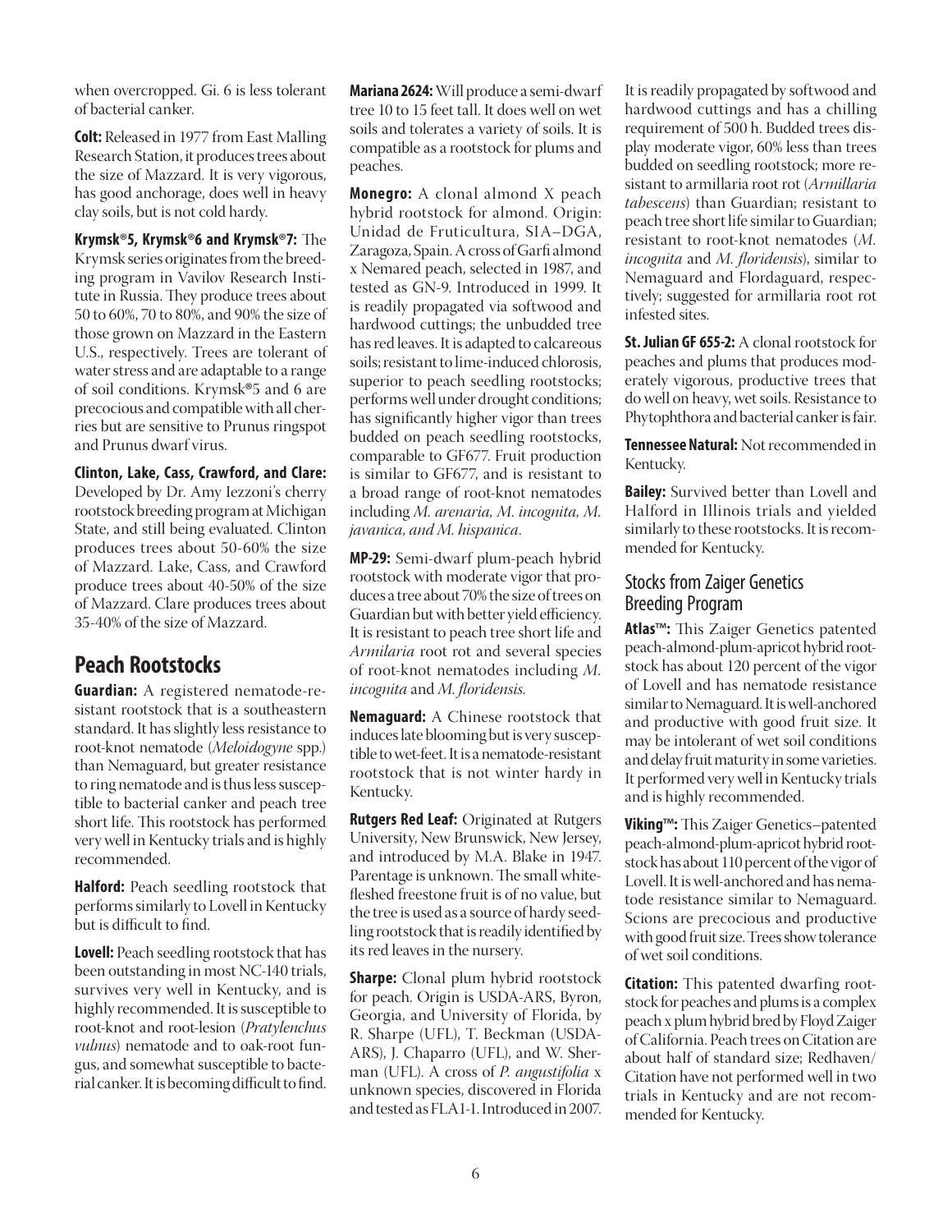when overcropped. Gi. 6 is less tolerant of bacterial canker.

**Colt:** Released in 1977 from East Malling Research Station, it produces trees about the size of Mazzard. It is very vigorous, has good anchorage, does well in heavy clay soils, but is not cold hardy.

**Krymsk®5, Krymsk®6 and Krymsk®7:** The Krymsk series originates from the breeding program in Vavilov Research Institute in Russia. They produce trees about 50 to 60%, 70 to 80%, and 90% the size of those grown on Mazzard in the Eastern U.S., respectively. Trees are tolerant of water stress and are adaptable to a range of soil conditions. Krymsk®5 and 6 are precocious and compatible with all cherries but are sensitive to Prunus ringspot and Prunus dwarf virus.

**Clinton, Lake, Cass, Crawford, and Clare:** Developed by Dr. Amy Iezzoni's cherry rootstock breeding program at Michigan State, and still being evaluated. Clinton produces trees about 50-60% the size of Mazzard. Lake, Cass, and Crawford produce trees about 40-50% of the size of Mazzard. Clare produces trees about 35-40% of the size of Mazzard.

## Peach Rootstocks

**Guardian:** A registered nematode-resistant rootstock that is a southeastern standard. It has slightly less resistance to root-knot nematode (*Meloidogyne* spp.) than Nemaguard, but greater resistance to ring nematode and is thus less susceptible to bacterial canker and peach tree short life. This rootstock has performed very well in Kentucky trials and is highly recommended.

**Halford:** Peach seedling rootstock that performs similarly to Lovell in Kentucky but is difficult to find.

**Lovell:** Peach seedling rootstock that has been outstanding in most NC-140 trials, survives very well in Kentucky, and is highly recommended. It is susceptible to root-knot and root-lesion (*Pratylenchus vulnus*) nematode and to oak-root fungus, and somewhat susceptible to bacterial canker. It is becoming difficult to find.

**Mariana 2624:** Will produce a semi-dwarf tree 10 to 15 feet tall. It does well on wet soils and tolerates a variety of soils. It is compatible as a rootstock for plums and peaches.

**Monegro:** A clonal almond X peach hybrid rootstock for almond. Origin: Unidad de Fruticultura, SIA–DGA, Zaragoza, Spain. A cross of Garfi almond x Nemared peach, selected in 1987, and tested as GN-9. Introduced in 1999. It is readily propagated via softwood and hardwood cuttings; the unbudded tree has red leaves. It is adapted to calcareous soils; resistant to lime-induced chlorosis, superior to peach seedling rootstocks; performs well under drought conditions; has significantly higher vigor than trees budded on peach seedling rootstocks, comparable to GF677. Fruit production is similar to GF677, and is resistant to a broad range of root-knot nematodes including *M. arenaria, M. incognita, M. javanica, and M. hispanica.*

**MP-29:** Semi-dwarf plum-peach hybrid rootstock with moderate vigor that produces a tree about 70% the size of trees on Guardian but with better yield efficiency. It is resistant to peach tree short life and *Armilaria* root rot and several species of root-knot nematodes including *M. incognita* and *M. floridensis.*

**Nemaguard:** A Chinese rootstock that induces late blooming but is very susceptible to wet-feet. It is a nematode-resistant rootstock that is not winter hardy in Kentucky.

**Rutgers Red Leaf:** Originated at Rutgers University, New Brunswick, New Jersey, and introduced by M.A. Blake in 1947. Parentage is unknown. The small white-fleshed freestone fruit is of no value, but the tree is used as a source of hardy seedling rootstock that is readily identified by its red leaves in the nursery.

**Sharpe:** Clonal plum hybrid rootstock for peach. Origin is USDA-ARS, Byron, Georgia, and University of Florida, by R. Sharpe (UFL), T. Beckman (USDA-ARS), J. Chaparro (UFL), and W. Sherman (UFL). A cross of *P. angustifolia* x unknown species, discovered in Florida and tested as FLA1-1. Introduced in 2007. It is readily propagated by softwood and hardwood cuttings and has a chilling requirement of 500 h. Budded trees display moderate vigor, 60% less than trees budded on seedling rootstock; more resistant to armillaria root rot (*Armillaria tabescens*) than Guardian; resistant to peach tree short life similar to Guardian; resistant to root-knot nematodes (*M. incognita* and *M. floridensis*), similar to Nemaguard and Flordaguard, respectively; suggested for armillaria root rot infested sites.

**St. Julian GF 655-2:** A clonal rootstock for peaches and plums that produces moderately vigorous, productive trees that do well on heavy, wet soils. Resistance to Phytophthora and bacterial canker is fair.

**Tennessee Natural:** Not recommended in Kentucky.

**Bailey:** Survived better than Lovell and Halford in Illinois trials and yielded similarly to these rootstocks. It is recommended for Kentucky.

### Stocks from Zaiger Genetics Breeding Program

**Atlas™:** This Zaiger Genetics patented peach-almond-plum-apricot hybrid rootstock has about 120 percent of the vigor of Lovell and has nematode resistance similar to Nemaguard. It is well-anchored and productive with good fruit size. It may be intolerant of wet soil conditions and delay fruit maturity in some varieties. It performed very well in Kentucky trials and is highly recommended.

**Viking™:** This Zaiger Genetics–patented peach-almond-plum-apricot hybrid rootstock has about 110 percent of the vigor of Lovell. It is well-anchored and has nematode resistance similar to Nemaguard. Scions are precocious and productive with good fruit size. Trees show tolerance of wet soil conditions.

**Citation:** This patented dwarfing rootstock for peaches and plums is a complex peach x plum hybrid bred by Floyd Zaiger of California. Peach trees on Citation are about half of standard size; Redhaven/Citation have not performed well in two trials in Kentucky and are not recommended for Kentucky.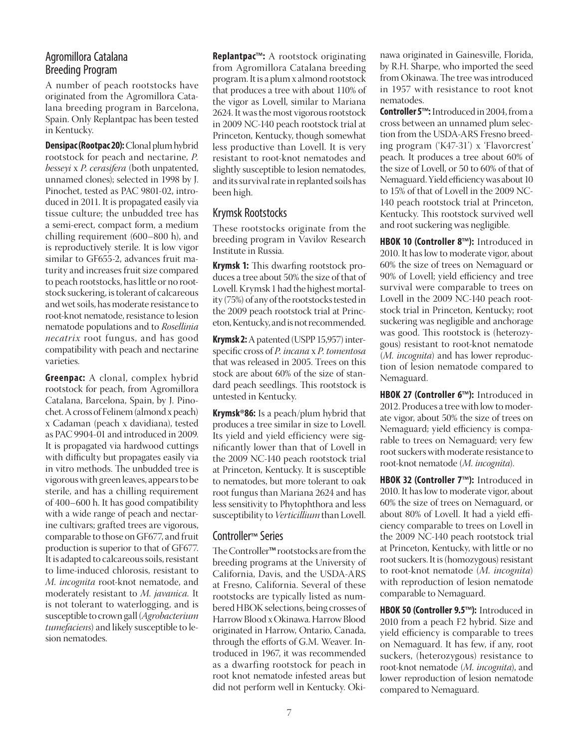## Agromillora Catalana Breeding Program

A number of peach rootstocks have originated from the Agromillora Catalana breeding program in Barcelona, Spain. Only Replantpac has been tested in Kentucky.

**Densipac (Rootpac 20):** Clonal plum hybrid rootstock for peach and nectarine, *P. besseyi* x *P. cerasifera* (both unpatented, unnamed clones); selected in 1998 by J. Pinochet, tested as PAC 9801-02, introduced in 2011. It is propagated easily via tissue culture; the unbudded tree has a semi-erect, compact form, a medium chilling requirement (600–800 h), and is reproductively sterile. It is low vigor similar to GF655-2, advances fruit maturity and increases fruit size compared to peach rootstocks, has little or no rootstock suckering, is tolerant of calcareous and wet soils, has moderate resistance to root-knot nematode, resistance to lesion nematode populations and to *Rosellinia necatrix* root fungus, and has good compatibility with peach and nectarine varieties.

**Greenpac:** A clonal, complex hybrid rootstock for peach, from Agromillora Catalana, Barcelona, Spain, by J. Pinochet. A cross of Felinem (almond x peach) x Cadaman (peach x davidiana), tested as PAC 9904-01 and introduced in 2009. It is propagated via hardwood cuttings with difficulty but propagates easily via in vitro methods. The unbudded tree is vigorous with green leaves, appears to be sterile, and has a chilling requirement of 400–600 h. It has good compatibility with a wide range of peach and nectarine cultivars; grafted trees are vigorous, comparable to those on GF677, and fruit production is superior to that of GF677. It is adapted to calcareous soils, resistant to lime-induced chlorosis, resistant to *M. incognita* root-knot nematode, and moderately resistant to *M. javanica*. It is not tolerant to waterlogging, and is susceptible to crown gall (*Agrobacterium tumefaciens*) and likely susceptible to lesion nematodes.

**Replantpac™:** A rootstock originating from Agromillora Catalana breeding program. It is a plum x almond rootstock that produces a tree with about 110% of the vigor as Lovell, similar to Mariana 2624. It was the most vigorous rootstock in 2009 NC-140 peach rootstock trial at Princeton, Kentucky, though somewhat less productive than Lovell. It is very resistant to root-knot nematodes and slightly susceptible to lesion nematodes, and its survival rate in replanted soils has been high.

## Krymsk Rootstocks

These rootstocks originate from the breeding program in Vavilov Research Institute in Russia.

**Krymsk 1:** This dwarfing rootstock produces a tree about 50% the size of that of Lovell. Krymsk 1 had the highest mortality (75%) of any of the rootstocks tested in the 2009 peach rootstock trial at Princeton, Kentucky, and is not recommended.

**Krymsk 2:** A patented (USPP 15,957) interspecific cross of *P. incana* x *P. tomentosa* that was released in 2005. Trees on this stock are about 60% of the size of standard peach seedlings. This rootstock is untested in Kentucky.

**Krymsk®86:** Is a peach/plum hybrid that produces a tree similar in size to Lovell. Its yield and yield efficiency were significantly lower than that of Lovell in the 2009 NC-140 peach rootstock trial at Princeton, Kentucky. It is susceptible to nematodes, but more tolerant to oak root fungus than Mariana 2624 and has less sensitivity to Phytophthora and less susceptibility to *Verticillium* than Lovell.

## Controller™ Series

The Controller™ rootstocks are from the breeding programs at the University of California, Davis, and the USDA-ARS at Fresno, California. Several of these rootstocks are typically listed as numbered HBOK selections, being crosses of Harrow Blood x Okinawa. Harrow Blood originated in Harrow, Ontario, Canada, through the efforts of G.M. Weaver. Introduced in 1967, it was recommended as a dwarfing rootstock for peach in root knot nematode infested areas but did not perform well in Kentucky. Okinawa originated in Gainesville, Florida, by R.H. Sharpe, who imported the seed from Okinawa. The tree was introduced in 1957 with resistance to root knot nematodes.

**Controller 5™:** Introduced in 2004, from a cross between an unnamed plum selection from the USDA-ARS Fresno breeding program ('K47-31') x 'Flavorcrest' peach. It produces a tree about 60% of the size of Lovell, or 50 to 60% of that of Nemaguard. Yield efficiency was about 10 to 15% of that of Lovell in the 2009 NC-140 peach rootstock trial at Princeton, Kentucky. This rootstock survived well and root suckering was negligible.

**HBOK 10 (Controller 8™):** Introduced in 2010. It has low to moderate vigor, about 60% the size of trees on Nemaguard or 90% of Lovell; yield efficiency and tree survival were comparable to trees on Lovell in the 2009 NC-140 peach rootstock trial in Princeton, Kentucky; root suckering was negligible and anchorage was good. This rootstock is (heterozygous) resistant to root-knot nematode (*M. incognita*) and has lower reproduction of lesion nematode compared to Nemaguard.

**HBOK 27 (Controller 6™):** Introduced in 2012. Produces a tree with low to moderate vigor, about 50% the size of trees on Nemaguard; yield efficiency is comparable to trees on Nemaguard; very few root suckers with moderate resistance to root-knot nematode (*M. incognita*).

**HBOK 32 (Controller 7™):** Introduced in 2010. It has low to moderate vigor, about 60% the size of trees on Nemaguard, or about 80% of Lovell. It had a yield efficiency comparable to trees on Lovell in the 2009 NC-140 peach rootstock trial at Princeton, Kentucky, with little or no root suckers. It is (homozygous) resistant to root-knot nematode (*M. incognita*) with reproduction of lesion nematode comparable to Nemaguard.

**HBOK 50 (Controller 9.5™):** Introduced in 2010 from a peach F2 hybrid. Size and yield efficiency is comparable to trees on Nemaguard. It has few, if any, root suckers, (heterozygous) resistance to root-knot nematode (*M. incognita*), and lower reproduction of lesion nematode compared to Nemaguard.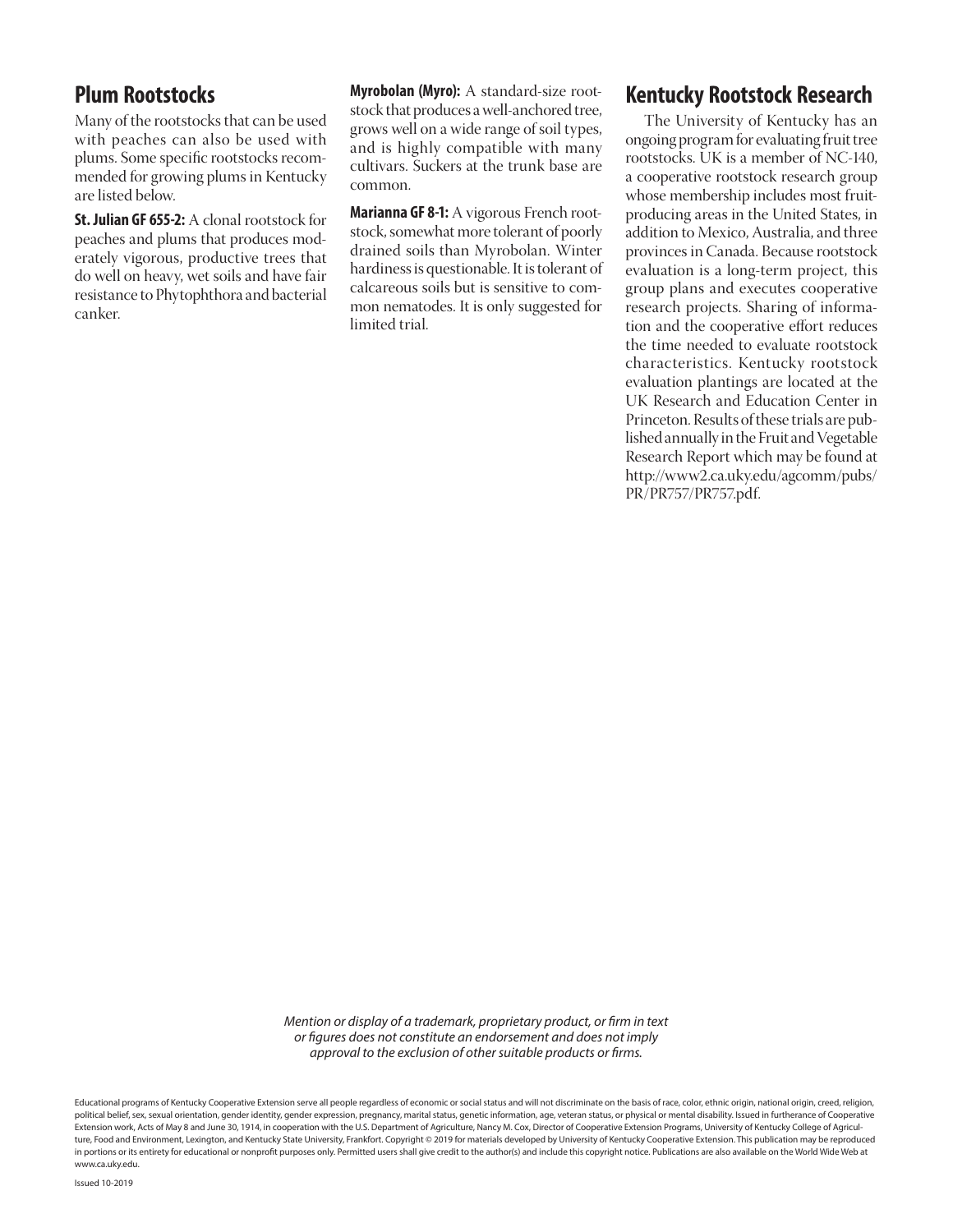## Plum Rootstocks

Many of the rootstocks that can be used with peaches can also be used with plums. Some specific rootstocks recommended for growing plums in Kentucky are listed below.

**St. Julian GF 655-2:** A clonal rootstock for peaches and plums that produces moderately vigorous, productive trees that do well on heavy, wet soils and have fair resistance to Phytophthora and bacterial canker.

**Myrobolan (Myro):** A standard-size rootstock that produces a well-anchored tree, grows well on a wide range of soil types, and is highly compatible with many cultivars. Suckers at the trunk base are common.

**Marianna GF 8-1:** A vigorous French rootstock, somewhat more tolerant of poorly drained soils than Myrobolan. Winter hardiness is questionable. It is tolerant of calcareous soils but is sensitive to common nematodes. It is only suggested for limited trial.

## Kentucky Rootstock Research

The University of Kentucky has an ongoing program for evaluating fruit tree rootstocks. UK is a member of NC-140, a cooperative rootstock research group whose membership includes most fruit-producing areas in the United States, in addition to Mexico, Australia, and three provinces in Canada. Because rootstock evaluation is a long-term project, this group plans and executes cooperative research projects. Sharing of information and the cooperative effort reduces the time needed to evaluate rootstock characteristics. Kentucky rootstock evaluation plantings are located at the UK Research and Education Center in Princeton. Results of these trials are published annually in the Fruit and Vegetable Research Report which may be found at http://www2.ca.uky.edu/agcomm/pubs/PR/PR757/PR757.pdf.

*Mention or display of a trademark, proprietary product, or firm in text or figures does not constitute an endorsement and does not imply approval to the exclusion of other suitable products or firms.*

Educational programs of Kentucky Cooperative Extension serve all people regardless of economic or social status and will not discriminate on the basis of race, color, ethnic origin, national origin, creed, religion, political belief, sex, sexual orientation, gender identity, gender expression, pregnancy, marital status, genetic information, age, veteran status, or physical or mental disability. Issued in furtherance of Cooperative Extension work, Acts of May 8 and June 30, 1914, in cooperation with the U.S. Department of Agriculture, Nancy M. Cox, Director of Cooperative Extension Programs, University of Kentucky College of Agriculture, Food and Environment, Lexington, and Kentucky State University, Frankfort. Copyright © 2019 for materials developed by University of Kentucky Cooperative Extension. This publication may be reproduced in portions or its entirety for educational or nonprofit purposes only. Permitted users shall give credit to the author(s) and include this copyright notice. Publications are also available on the World Wide Web at www.ca.uky.edu.

Issued 10-2019